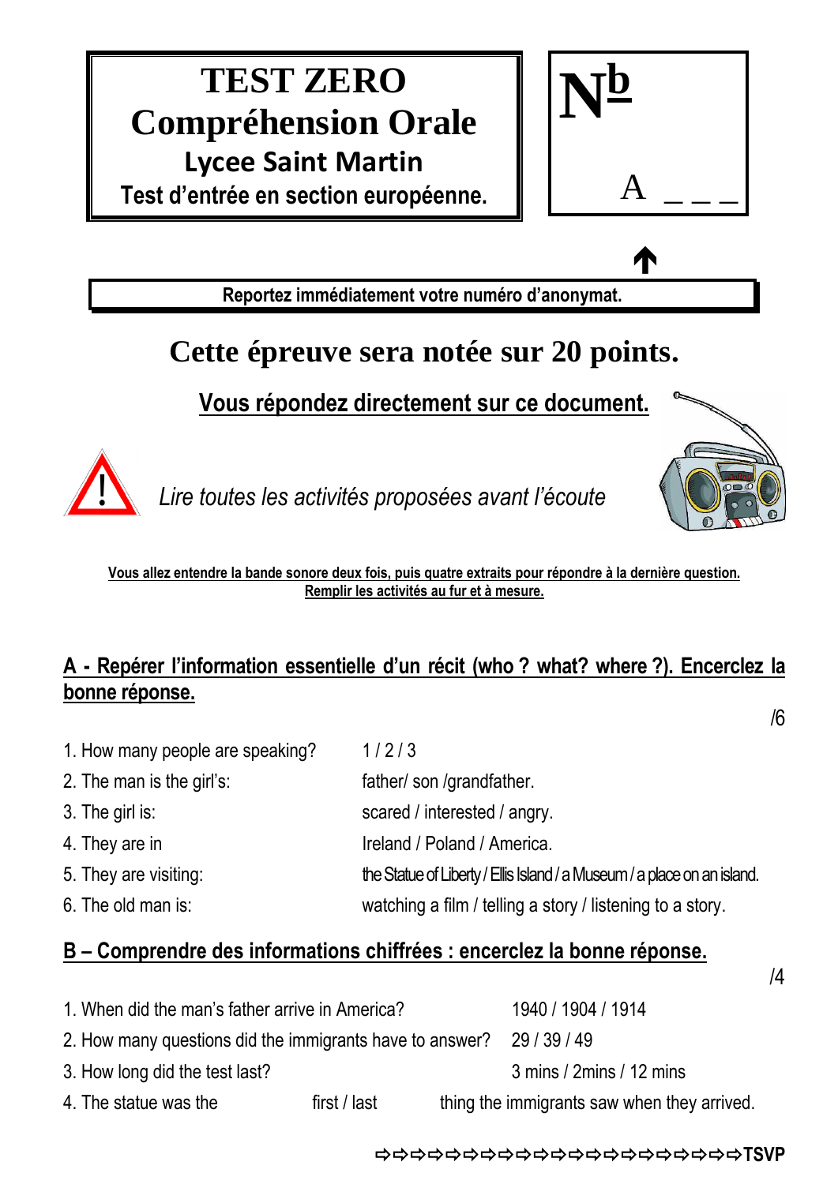# TEST ZERO
# Compréhension Orale
## Lycee Saint Martin
### Test d'entrée en section européenne.

**N^b**

A _ _ _

**Reportez immédiatement votre numéro d'anonymat.**

## Cette épreuve sera notée sur 20 points.

**Vous répondez directement sur ce document.**

*Lire toutes les activités proposées avant l'écoute*

**Vous allez entendre la bande sonore deux fois, puis quatre extraits pour répondre à la dernière question.**
**Remplir les activités au fur et à mesure.**

### A - Repérer l'information essentielle d'un récit (who ? what? where ?). Encerclez la bonne réponse.

/6

1. How many people are speaking? 1 / 2 / 3
2. The man is the girl's: father/ son /grandfather.
3. The girl is: scared / interested / angry.
4. They are in Ireland / Poland / America.
5. They are visiting: the Statue of Liberty / Ellis Island / a Museum / a place on an island.
6. The old man is: watching a film / telling a story / listening to a story.

### B – Comprendre des informations chiffrées : encerclez la bonne réponse.

/4

1. When did the man's father arrive in America? 1940 / 1904 / 1914
2. How many questions did the immigrants have to answer? 29 / 39 / 49
3. How long did the test last? 3 mins / 2mins / 12 mins
4. The statue was the first / last thing the immigrants saw when they arrived.

⇨⇨⇨⇨⇨⇨⇨⇨⇨⇨⇨⇨⇨⇨⇨⇨⇨⇨⇨⇨⇨⇨⇨**TSVP**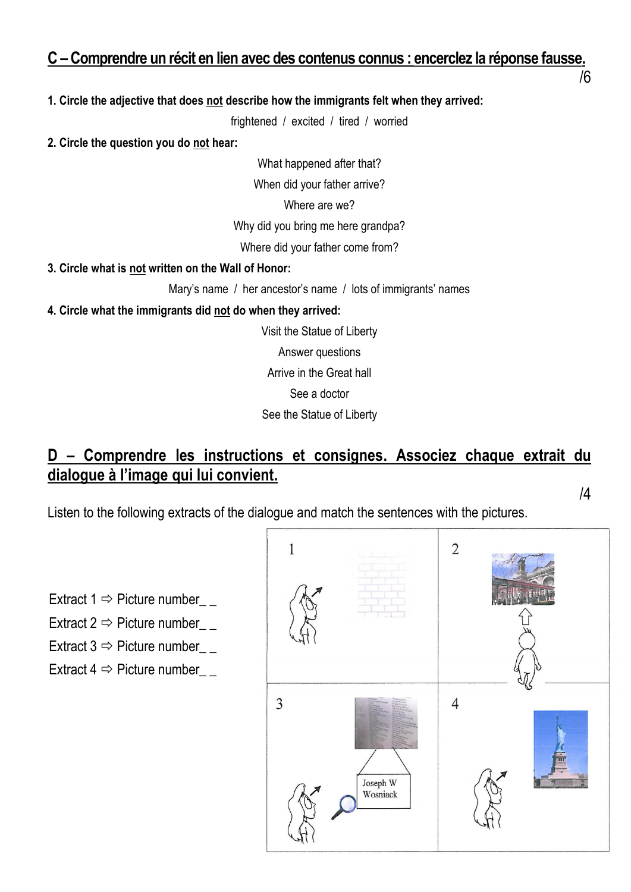## C – Comprendre un récit en lien avec des contenus connus : encerclez la réponse fausse.

/6

**1. Circle the adjective that does not describe how the immigrants felt when they arrived:**

frightened / excited / tired / worried

**2. Circle the question you do not hear:**

What happened after that?

When did your father arrive?

Where are we?

Why did you bring me here grandpa?

Where did your father come from?

**3. Circle what is not written on the Wall of Honor:**

Mary's name / her ancestor's name / lots of immigrants' names

**4. Circle what the immigrants did not do when they arrived:**

Visit the Statue of Liberty

Answer questions

Arrive in the Great hall

See a doctor

See the Statue of Liberty

## D – Comprendre les instructions et consignes. Associez chaque extrait du dialogue à l'image qui lui convient.

/4

Listen to the following extracts of the dialogue and match the sentences with the pictures.

Extract 1 ⇨ Picture number_ _

Extract 2 ⇨ Picture number_ _

Extract 3 ⇨ Picture number_ _

Extract 4 ⇨ Picture number_ _

1

2

3

Joseph W Wosniack

4